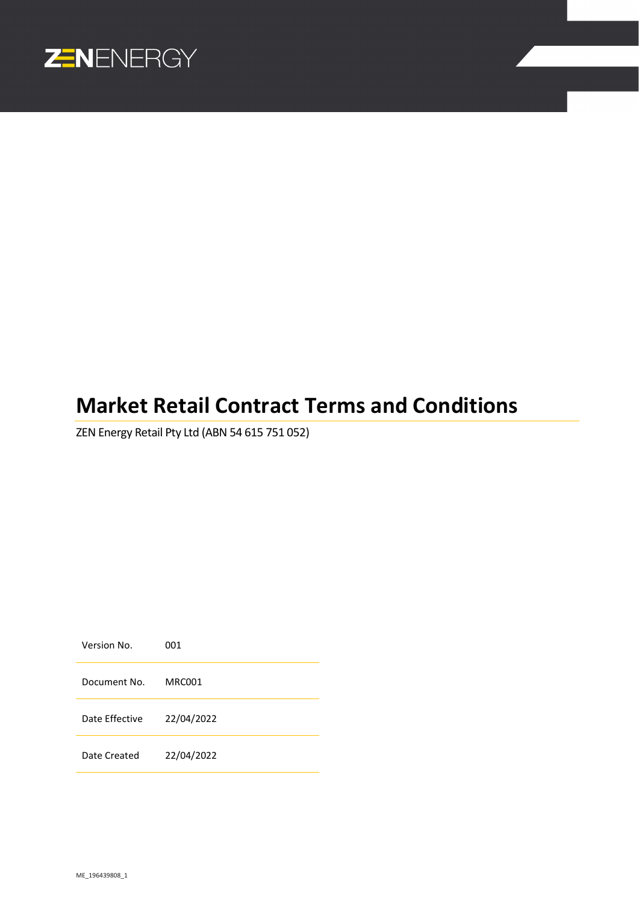ZENENERGY

# Market Retail Contract Terms and Conditions

ZEN Energy Retail Pty Ltd (ABN 54 615 751 052)

| | |
|---|---|
| Version No. | 001 |
| Document No. | MRC001 |
| Date Effective | 22/04/2022 |
| Date Created | 22/04/2022 |

ME_196439808_1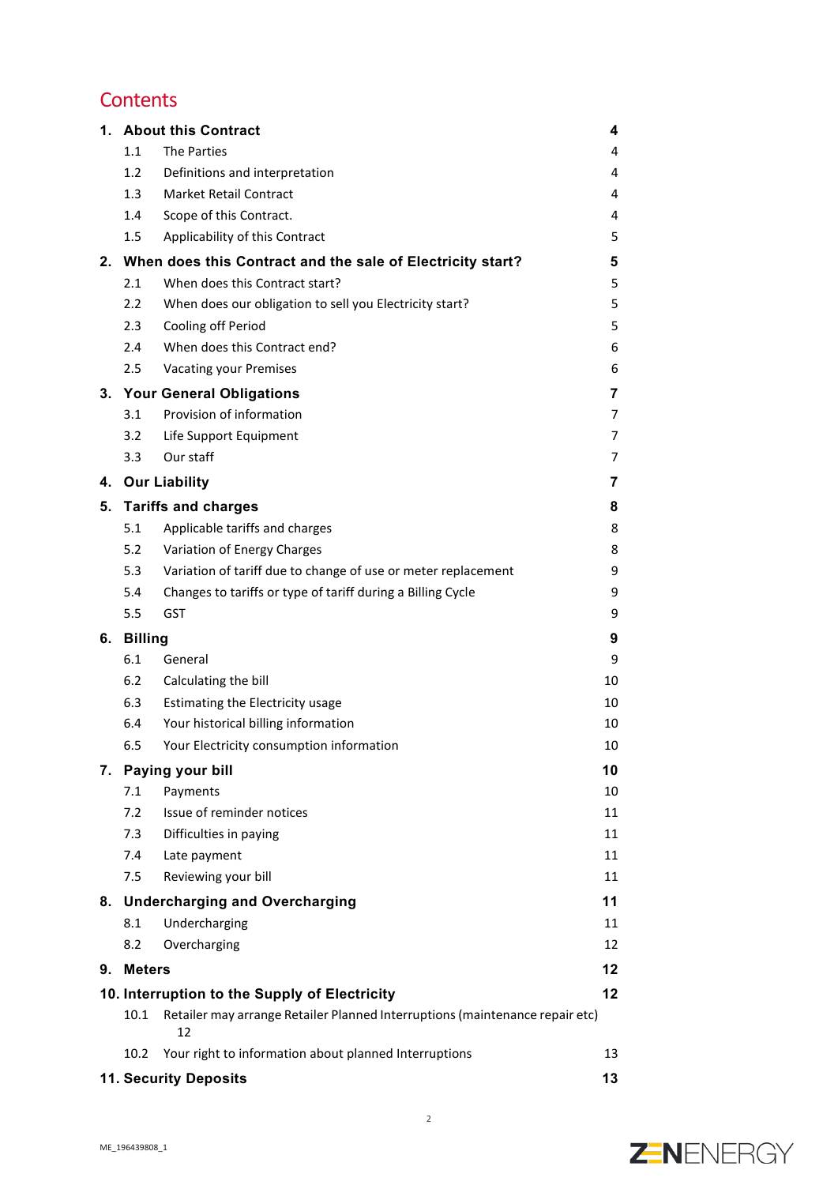## Contents

| | | |
|---|---|---|
| **1.** | **About this Contract** | **4** |
| 1.1 | The Parties | 4 |
| 1.2 | Definitions and interpretation | 4 |
| 1.3 | Market Retail Contract | 4 |
| 1.4 | Scope of this Contract. | 4 |
| 1.5 | Applicability of this Contract | 5 |
| **2.** | **When does this Contract and the sale of Electricity start?** | **5** |
| 2.1 | When does this Contract start? | 5 |
| 2.2 | When does our obligation to sell you Electricity start? | 5 |
| 2.3 | Cooling off Period | 5 |
| 2.4 | When does this Contract end? | 6 |
| 2.5 | Vacating your Premises | 6 |
| **3.** | **Your General Obligations** | **7** |
| 3.1 | Provision of information | 7 |
| 3.2 | Life Support Equipment | 7 |
| 3.3 | Our staff | 7 |
| **4.** | **Our Liability** | **7** |
| **5.** | **Tariffs and charges** | **8** |
| 5.1 | Applicable tariffs and charges | 8 |
| 5.2 | Variation of Energy Charges | 8 |
| 5.3 | Variation of tariff due to change of use or meter replacement | 9 |
| 5.4 | Changes to tariffs or type of tariff during a Billing Cycle | 9 |
| 5.5 | GST | 9 |
| **6.** | **Billing** | **9** |
| 6.1 | General | 9 |
| 6.2 | Calculating the bill | 10 |
| 6.3 | Estimating the Electricity usage | 10 |
| 6.4 | Your historical billing information | 10 |
| 6.5 | Your Electricity consumption information | 10 |
| **7.** | **Paying your bill** | **10** |
| 7.1 | Payments | 10 |
| 7.2 | Issue of reminder notices | 11 |
| 7.3 | Difficulties in paying | 11 |
| 7.4 | Late payment | 11 |
| 7.5 | Reviewing your bill | 11 |
| **8.** | **Undercharging and Overcharging** | **11** |
| 8.1 | Undercharging | 11 |
| 8.2 | Overcharging | 12 |
| **9.** | **Meters** | **12** |
| **10.** | **Interruption to the Supply of Electricity** | **12** |
| 10.1 | Retailer may arrange Retailer Planned Interruptions (maintenance repair etc) | 12 |
| 10.2 | Your right to information about planned Interruptions | 13 |
| **11.** | **Security Deposits** | **13** |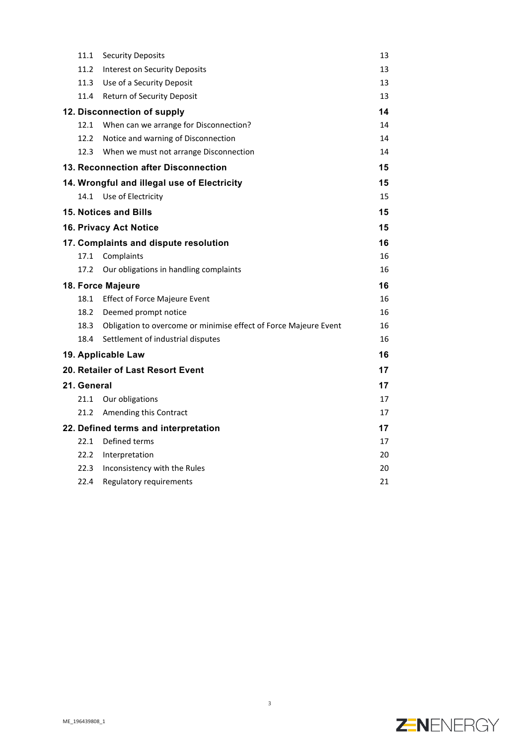| | | |
|---|---|---|
| 11.1 | Security Deposits | 13 |
| 11.2 | Interest on Security Deposits | 13 |
| 11.3 | Use of a Security Deposit | 13 |
| 11.4 | Return of Security Deposit | 13 |
| **12. Disconnection of supply** | | **14** |
| 12.1 | When can we arrange for Disconnection? | 14 |
| 12.2 | Notice and warning of Disconnection | 14 |
| 12.3 | When we must not arrange Disconnection | 14 |
| **13. Reconnection after Disconnection** | | **15** |
| **14. Wrongful and illegal use of Electricity** | | **15** |
| 14.1 | Use of Electricity | 15 |
| **15. Notices and Bills** | | **15** |
| **16. Privacy Act Notice** | | **15** |
| **17. Complaints and dispute resolution** | | **16** |
| 17.1 | Complaints | 16 |
| 17.2 | Our obligations in handling complaints | 16 |
| **18. Force Majeure** | | **16** |
| 18.1 | Effect of Force Majeure Event | 16 |
| 18.2 | Deemed prompt notice | 16 |
| 18.3 | Obligation to overcome or minimise effect of Force Majeure Event | 16 |
| 18.4 | Settlement of industrial disputes | 16 |
| **19. Applicable Law** | | **16** |
| **20. Retailer of Last Resort Event** | | **17** |
| **21. General** | | **17** |
| 21.1 | Our obligations | 17 |
| 21.2 | Amending this Contract | 17 |
| **22. Defined terms and interpretation** | | **17** |
| 22.1 | Defined terms | 17 |
| 22.2 | Interpretation | 20 |
| 22.3 | Inconsistency with the Rules | 20 |
| 22.4 | Regulatory requirements | 21 |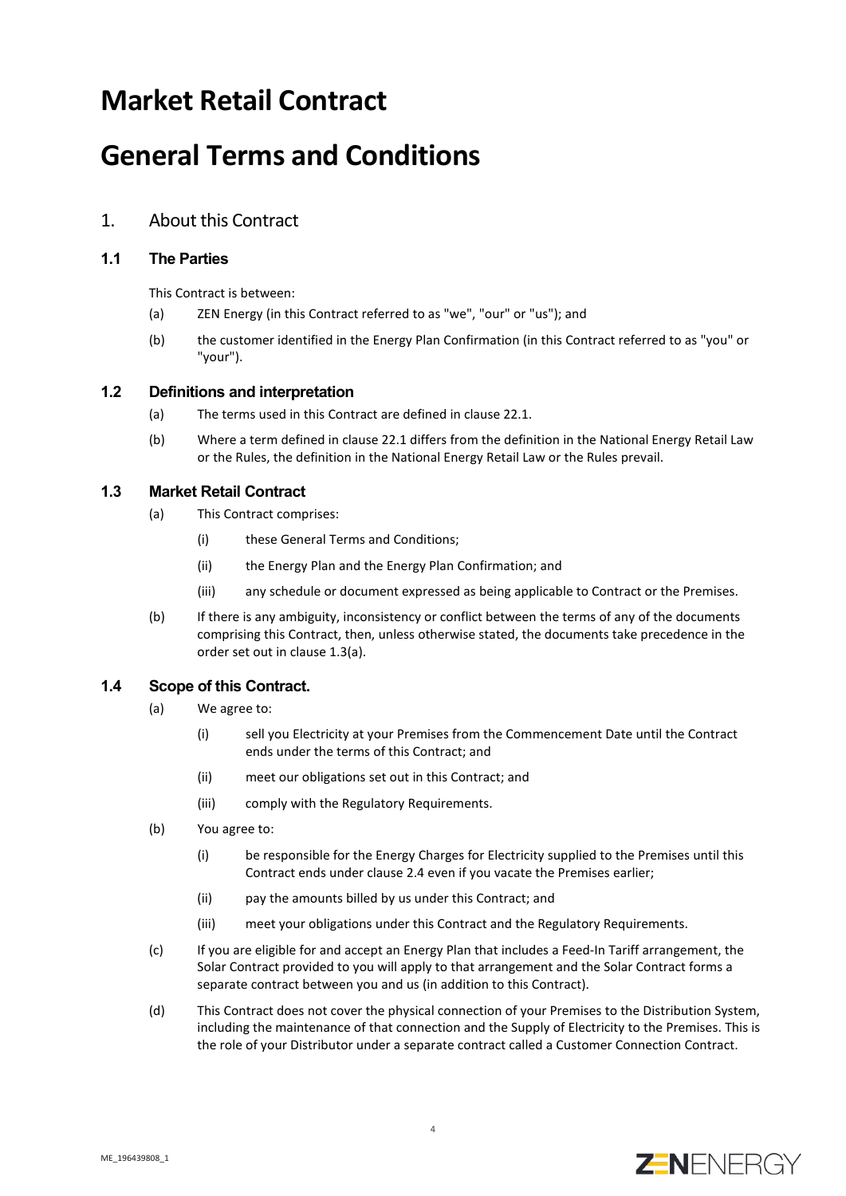# Market Retail Contract

# General Terms and Conditions

## 1. About this Contract

### 1.1 The Parties

This Contract is between:

(a) ZEN Energy (in this Contract referred to as "we", "our" or "us"); and

(b) the customer identified in the Energy Plan Confirmation (in this Contract referred to as "you" or "your").

### 1.2 Definitions and interpretation

(a) The terms used in this Contract are defined in clause 22.1.

(b) Where a term defined in clause 22.1 differs from the definition in the National Energy Retail Law or the Rules, the definition in the National Energy Retail Law or the Rules prevail.

### 1.3 Market Retail Contract

(a) This Contract comprises:

 (i) these General Terms and Conditions;

 (ii) the Energy Plan and the Energy Plan Confirmation; and

 (iii) any schedule or document expressed as being applicable to Contract or the Premises.

(b) If there is any ambiguity, inconsistency or conflict between the terms of any of the documents comprising this Contract, then, unless otherwise stated, the documents take precedence in the order set out in clause 1.3(a).

### 1.4 Scope of this Contract.

(a) We agree to:

 (i) sell you Electricity at your Premises from the Commencement Date until the Contract ends under the terms of this Contract; and

 (ii) meet our obligations set out in this Contract; and

 (iii) comply with the Regulatory Requirements.

(b) You agree to:

 (i) be responsible for the Energy Charges for Electricity supplied to the Premises until this Contract ends under clause 2.4 even if you vacate the Premises earlier;

 (ii) pay the amounts billed by us under this Contract; and

 (iii) meet your obligations under this Contract and the Regulatory Requirements.

(c) If you are eligible for and accept an Energy Plan that includes a Feed-In Tariff arrangement, the Solar Contract provided to you will apply to that arrangement and the Solar Contract forms a separate contract between you and us (in addition to this Contract).

(d) This Contract does not cover the physical connection of your Premises to the Distribution System, including the maintenance of that connection and the Supply of Electricity to the Premises. This is the role of your Distributor under a separate contract called a Customer Connection Contract.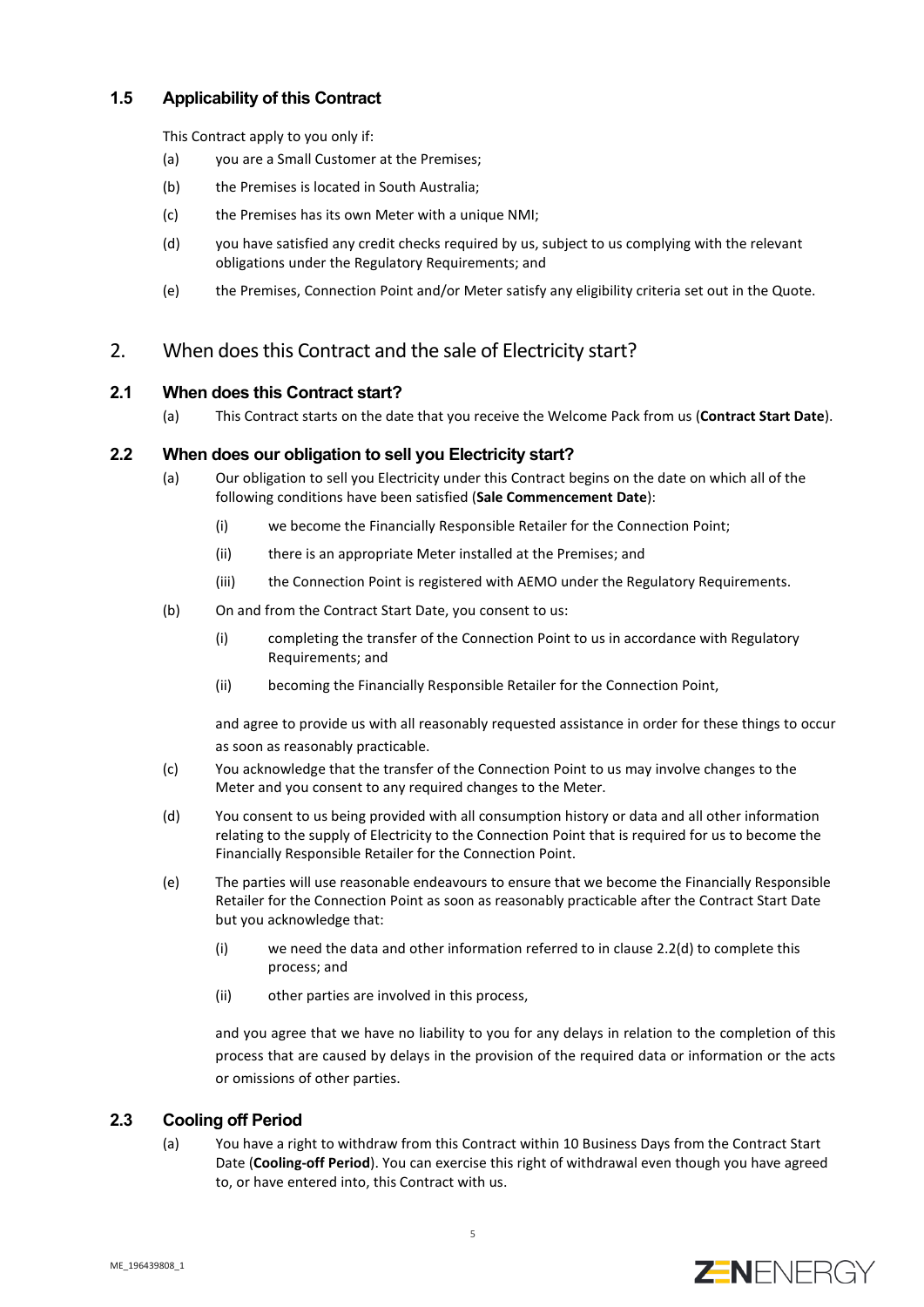### 1.5 Applicability of this Contract

This Contract apply to you only if:

(a) you are a Small Customer at the Premises;

(b) the Premises is located in South Australia;

(c) the Premises has its own Meter with a unique NMI;

(d) you have satisfied any credit checks required by us, subject to us complying with the relevant obligations under the Regulatory Requirements; and

(e) the Premises, Connection Point and/or Meter satisfy any eligibility criteria set out in the Quote.

## 2. When does this Contract and the sale of Electricity start?

### 2.1 When does this Contract start?

(a) This Contract starts on the date that you receive the Welcome Pack from us (**Contract Start Date**).

### 2.2 When does our obligation to sell you Electricity start?

(a) Our obligation to sell you Electricity under this Contract begins on the date on which all of the following conditions have been satisfied (**Sale Commencement Date**):

  (i) we become the Financially Responsible Retailer for the Connection Point;

  (ii) there is an appropriate Meter installed at the Premises; and

  (iii) the Connection Point is registered with AEMO under the Regulatory Requirements.

(b) On and from the Contract Start Date, you consent to us:

  (i) completing the transfer of the Connection Point to us in accordance with Regulatory Requirements; and

  (ii) becoming the Financially Responsible Retailer for the Connection Point,

  and agree to provide us with all reasonably requested assistance in order for these things to occur as soon as reasonably practicable.

(c) You acknowledge that the transfer of the Connection Point to us may involve changes to the Meter and you consent to any required changes to the Meter.

(d) You consent to us being provided with all consumption history or data and all other information relating to the supply of Electricity to the Connection Point that is required for us to become the Financially Responsible Retailer for the Connection Point.

(e) The parties will use reasonable endeavours to ensure that we become the Financially Responsible Retailer for the Connection Point as soon as reasonably practicable after the Contract Start Date but you acknowledge that:

  (i) we need the data and other information referred to in clause 2.2(d) to complete this process; and

  (ii) other parties are involved in this process,

  and you agree that we have no liability to you for any delays in relation to the completion of this process that are caused by delays in the provision of the required data or information or the acts or omissions of other parties.

### 2.3 Cooling off Period

(a) You have a right to withdraw from this Contract within 10 Business Days from the Contract Start Date (**Cooling-off Period**). You can exercise this right of withdrawal even though you have agreed to, or have entered into, this Contract with us.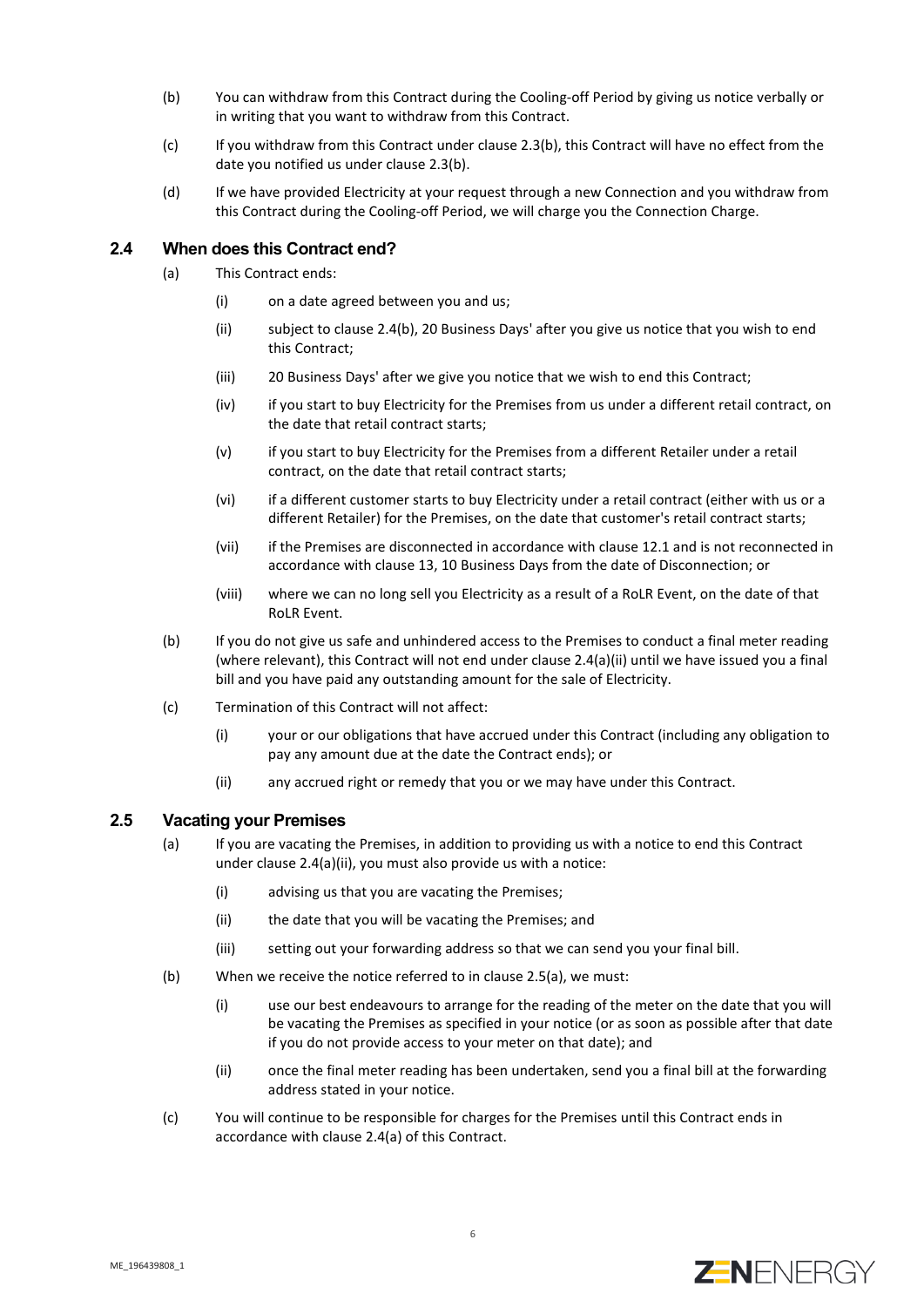(b) You can withdraw from this Contract during the Cooling-off Period by giving us notice verbally or in writing that you want to withdraw from this Contract.

(c) If you withdraw from this Contract under clause 2.3(b), this Contract will have no effect from the date you notified us under clause 2.3(b).

(d) If we have provided Electricity at your request through a new Connection and you withdraw from this Contract during the Cooling-off Period, we will charge you the Connection Charge.

## 2.4 When does this Contract end?

(a) This Contract ends:

(i) on a date agreed between you and us;

(ii) subject to clause 2.4(b), 20 Business Days' after you give us notice that you wish to end this Contract;

(iii) 20 Business Days' after we give you notice that we wish to end this Contract;

(iv) if you start to buy Electricity for the Premises from us under a different retail contract, on the date that retail contract starts;

(v) if you start to buy Electricity for the Premises from a different Retailer under a retail contract, on the date that retail contract starts;

(vi) if a different customer starts to buy Electricity under a retail contract (either with us or a different Retailer) for the Premises, on the date that customer's retail contract starts;

(vii) if the Premises are disconnected in accordance with clause 12.1 and is not reconnected in accordance with clause 13, 10 Business Days from the date of Disconnection; or

(viii) where we can no long sell you Electricity as a result of a RoLR Event, on the date of that RoLR Event.

(b) If you do not give us safe and unhindered access to the Premises to conduct a final meter reading (where relevant), this Contract will not end under clause 2.4(a)(ii) until we have issued you a final bill and you have paid any outstanding amount for the sale of Electricity.

(c) Termination of this Contract will not affect:

(i) your or our obligations that have accrued under this Contract (including any obligation to pay any amount due at the date the Contract ends); or

(ii) any accrued right or remedy that you or we may have under this Contract.

## 2.5 Vacating your Premises

(a) If you are vacating the Premises, in addition to providing us with a notice to end this Contract under clause 2.4(a)(ii), you must also provide us with a notice:

(i) advising us that you are vacating the Premises;

(ii) the date that you will be vacating the Premises; and

(iii) setting out your forwarding address so that we can send you your final bill.

(b) When we receive the notice referred to in clause 2.5(a), we must:

(i) use our best endeavours to arrange for the reading of the meter on the date that you will be vacating the Premises as specified in your notice (or as soon as possible after that date if you do not provide access to your meter on that date); and

(ii) once the final meter reading has been undertaken, send you a final bill at the forwarding address stated in your notice.

(c) You will continue to be responsible for charges for the Premises until this Contract ends in accordance with clause 2.4(a) of this Contract.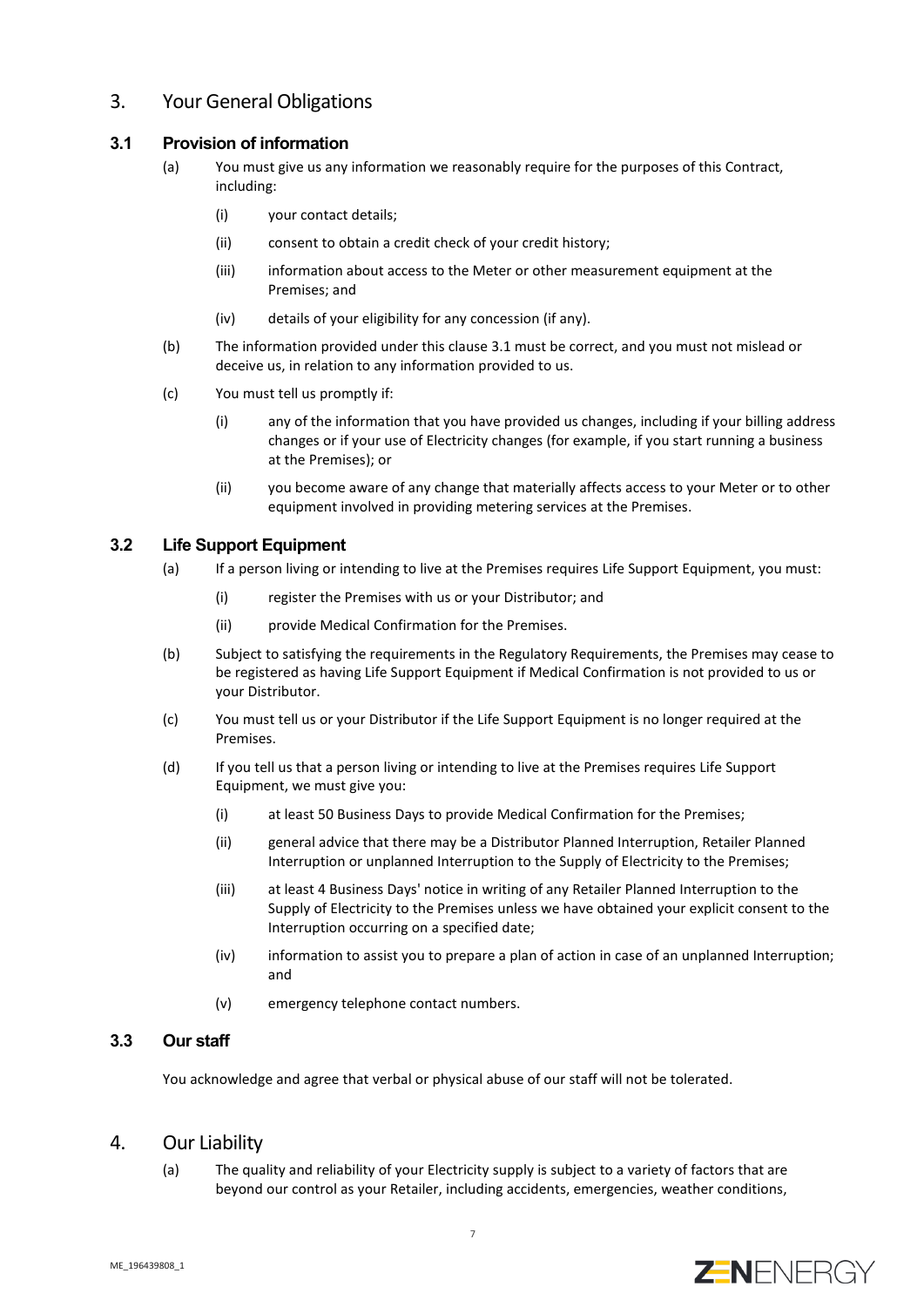# 3. Your General Obligations

## 3.1 Provision of information

(a) You must give us any information we reasonably require for the purposes of this Contract, including:

(i) your contact details;

(ii) consent to obtain a credit check of your credit history;

(iii) information about access to the Meter or other measurement equipment at the Premises; and

(iv) details of your eligibility for any concession (if any).

(b) The information provided under this clause 3.1 must be correct, and you must not mislead or deceive us, in relation to any information provided to us.

(c) You must tell us promptly if:

(i) any of the information that you have provided us changes, including if your billing address changes or if your use of Electricity changes (for example, if you start running a business at the Premises); or

(ii) you become aware of any change that materially affects access to your Meter or to other equipment involved in providing metering services at the Premises.

## 3.2 Life Support Equipment

(a) If a person living or intending to live at the Premises requires Life Support Equipment, you must:

(i) register the Premises with us or your Distributor; and

(ii) provide Medical Confirmation for the Premises.

(b) Subject to satisfying the requirements in the Regulatory Requirements, the Premises may cease to be registered as having Life Support Equipment if Medical Confirmation is not provided to us or your Distributor.

(c) You must tell us or your Distributor if the Life Support Equipment is no longer required at the Premises.

(d) If you tell us that a person living or intending to live at the Premises requires Life Support Equipment, we must give you:

(i) at least 50 Business Days to provide Medical Confirmation for the Premises;

(ii) general advice that there may be a Distributor Planned Interruption, Retailer Planned Interruption or unplanned Interruption to the Supply of Electricity to the Premises;

(iii) at least 4 Business Days' notice in writing of any Retailer Planned Interruption to the Supply of Electricity to the Premises unless we have obtained your explicit consent to the Interruption occurring on a specified date;

(iv) information to assist you to prepare a plan of action in case of an unplanned Interruption; and

(v) emergency telephone contact numbers.

## 3.3 Our staff

You acknowledge and agree that verbal or physical abuse of our staff will not be tolerated.

# 4. Our Liability

(a) The quality and reliability of your Electricity supply is subject to a variety of factors that are beyond our control as your Retailer, including accidents, emergencies, weather conditions,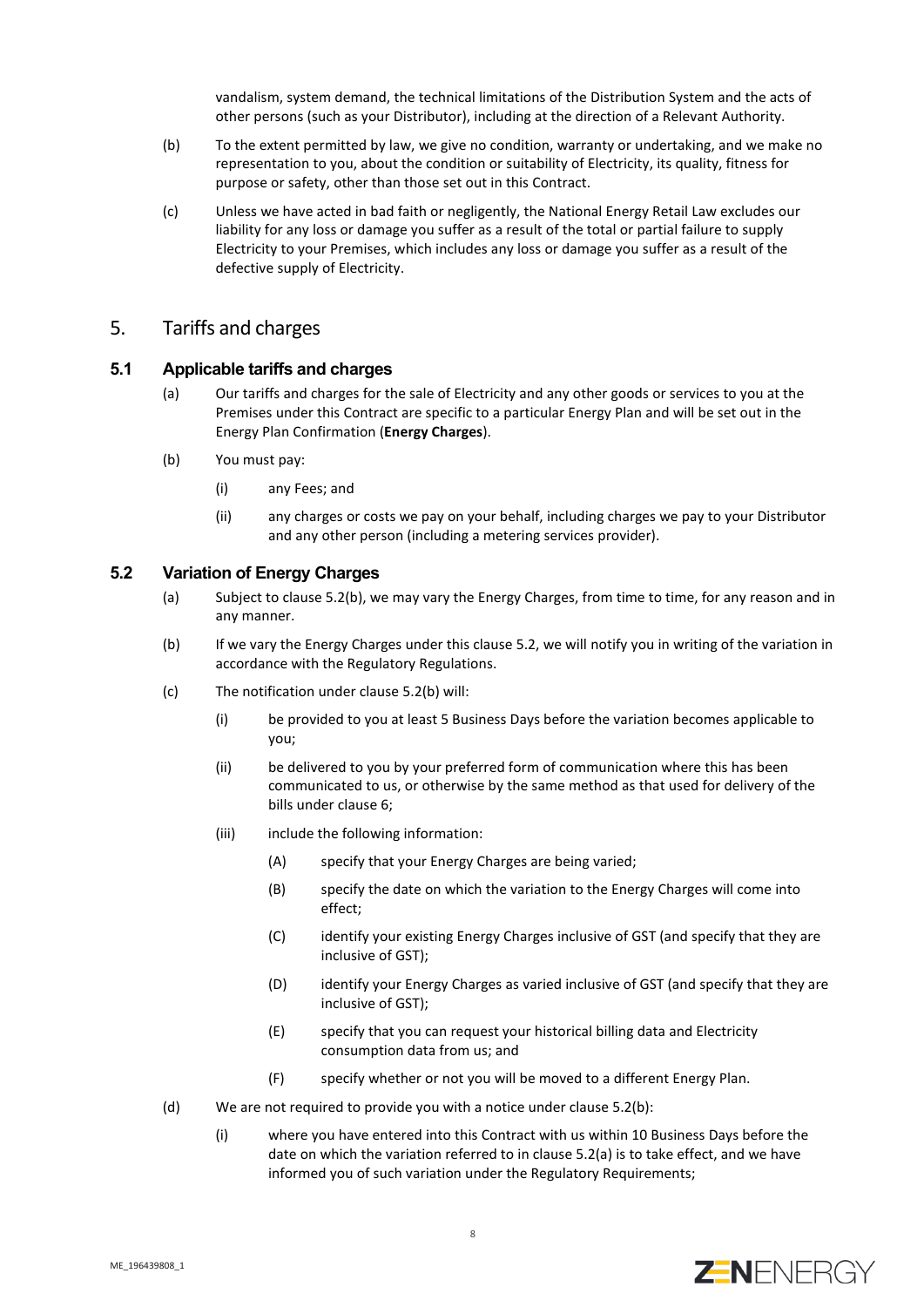vandalism, system demand, the technical limitations of the Distribution System and the acts of other persons (such as your Distributor), including at the direction of a Relevant Authority.

(b) To the extent permitted by law, we give no condition, warranty or undertaking, and we make no representation to you, about the condition or suitability of Electricity, its quality, fitness for purpose or safety, other than those set out in this Contract.

(c) Unless we have acted in bad faith or negligently, the National Energy Retail Law excludes our liability for any loss or damage you suffer as a result of the total or partial failure to supply Electricity to your Premises, which includes any loss or damage you suffer as a result of the defective supply of Electricity.

## 5. Tariffs and charges

### 5.1 Applicable tariffs and charges

(a) Our tariffs and charges for the sale of Electricity and any other goods or services to you at the Premises under this Contract are specific to a particular Energy Plan and will be set out in the Energy Plan Confirmation (**Energy Charges**).

(b) You must pay:

(i) any Fees; and

(ii) any charges or costs we pay on your behalf, including charges we pay to your Distributor and any other person (including a metering services provider).

### 5.2 Variation of Energy Charges

(a) Subject to clause 5.2(b), we may vary the Energy Charges, from time to time, for any reason and in any manner.

(b) If we vary the Energy Charges under this clause 5.2, we will notify you in writing of the variation in accordance with the Regulatory Regulations.

(c) The notification under clause 5.2(b) will:

(i) be provided to you at least 5 Business Days before the variation becomes applicable to you;

(ii) be delivered to you by your preferred form of communication where this has been communicated to us, or otherwise by the same method as that used for delivery of the bills under clause 6;

(iii) include the following information:

(A) specify that your Energy Charges are being varied;

(B) specify the date on which the variation to the Energy Charges will come into effect;

(C) identify your existing Energy Charges inclusive of GST (and specify that they are inclusive of GST);

(D) identify your Energy Charges as varied inclusive of GST (and specify that they are inclusive of GST);

(E) specify that you can request your historical billing data and Electricity consumption data from us; and

(F) specify whether or not you will be moved to a different Energy Plan.

(d) We are not required to provide you with a notice under clause 5.2(b):

(i) where you have entered into this Contract with us within 10 Business Days before the date on which the variation referred to in clause 5.2(a) is to take effect, and we have informed you of such variation under the Regulatory Requirements;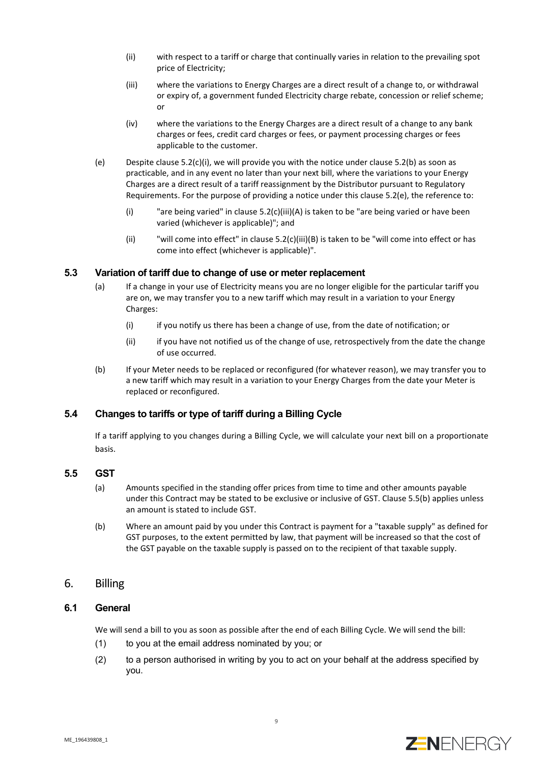(ii) with respect to a tariff or charge that continually varies in relation to the prevailing spot price of Electricity;

(iii) where the variations to Energy Charges are a direct result of a change to, or withdrawal or expiry of, a government funded Electricity charge rebate, concession or relief scheme; or

(iv) where the variations to the Energy Charges are a direct result of a change to any bank charges or fees, credit card charges or fees, or payment processing charges or fees applicable to the customer.

(e) Despite clause 5.2(c)(i), we will provide you with the notice under clause 5.2(b) as soon as practicable, and in any event no later than your next bill, where the variations to your Energy Charges are a direct result of a tariff reassignment by the Distributor pursuant to Regulatory Requirements. For the purpose of providing a notice under this clause 5.2(e), the reference to:

(i) "are being varied" in clause 5.2(c)(iii)(A) is taken to be "are being varied or have been varied (whichever is applicable)"; and

(ii) "will come into effect" in clause 5.2(c)(iii)(B) is taken to be "will come into effect or has come into effect (whichever is applicable)".

### 5.3 Variation of tariff due to change of use or meter replacement

(a) If a change in your use of Electricity means you are no longer eligible for the particular tariff you are on, we may transfer you to a new tariff which may result in a variation to your Energy Charges:

(i) if you notify us there has been a change of use, from the date of notification; or

(ii) if you have not notified us of the change of use, retrospectively from the date the change of use occurred.

(b) If your Meter needs to be replaced or reconfigured (for whatever reason), we may transfer you to a new tariff which may result in a variation to your Energy Charges from the date your Meter is replaced or reconfigured.

### 5.4 Changes to tariffs or type of tariff during a Billing Cycle

If a tariff applying to you changes during a Billing Cycle, we will calculate your next bill on a proportionate basis.

### 5.5 GST

(a) Amounts specified in the standing offer prices from time to time and other amounts payable under this Contract may be stated to be exclusive or inclusive of GST. Clause 5.5(b) applies unless an amount is stated to include GST.

(b) Where an amount paid by you under this Contract is payment for a "taxable supply" as defined for GST purposes, to the extent permitted by law, that payment will be increased so that the cost of the GST payable on the taxable supply is passed on to the recipient of that taxable supply.

## 6. Billing

### 6.1 General

We will send a bill to you as soon as possible after the end of each Billing Cycle. We will send the bill:

(1) to you at the email address nominated by you; or

(2) to a person authorised in writing by you to act on your behalf at the address specified by you.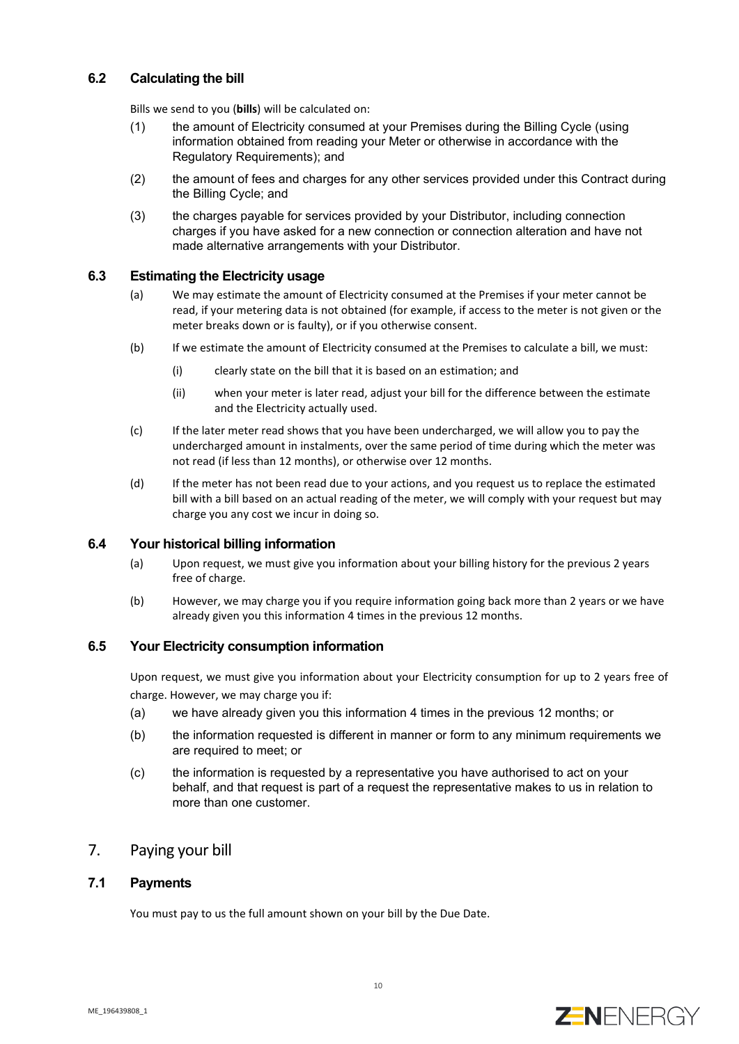### 6.2 Calculating the bill

Bills we send to you (**bills**) will be calculated on:

(1) the amount of Electricity consumed at your Premises during the Billing Cycle (using information obtained from reading your Meter or otherwise in accordance with the Regulatory Requirements); and

(2) the amount of fees and charges for any other services provided under this Contract during the Billing Cycle; and

(3) the charges payable for services provided by your Distributor, including connection charges if you have asked for a new connection or connection alteration and have not made alternative arrangements with your Distributor.

### 6.3 Estimating the Electricity usage

(a) We may estimate the amount of Electricity consumed at the Premises if your meter cannot be read, if your metering data is not obtained (for example, if access to the meter is not given or the meter breaks down or is faulty), or if you otherwise consent.

(b) If we estimate the amount of Electricity consumed at the Premises to calculate a bill, we must:

(i) clearly state on the bill that it is based on an estimation; and

(ii) when your meter is later read, adjust your bill for the difference between the estimate and the Electricity actually used.

(c) If the later meter read shows that you have been undercharged, we will allow you to pay the undercharged amount in instalments, over the same period of time during which the meter was not read (if less than 12 months), or otherwise over 12 months.

(d) If the meter has not been read due to your actions, and you request us to replace the estimated bill with a bill based on an actual reading of the meter, we will comply with your request but may charge you any cost we incur in doing so.

### 6.4 Your historical billing information

(a) Upon request, we must give you information about your billing history for the previous 2 years free of charge.

(b) However, we may charge you if you require information going back more than 2 years or we have already given you this information 4 times in the previous 12 months.

### 6.5 Your Electricity consumption information

Upon request, we must give you information about your Electricity consumption for up to 2 years free of charge. However, we may charge you if:

(a) we have already given you this information 4 times in the previous 12 months; or

(b) the information requested is different in manner or form to any minimum requirements we are required to meet; or

(c) the information is requested by a representative you have authorised to act on your behalf, and that request is part of a request the representative makes to us in relation to more than one customer.

## 7. Paying your bill

### 7.1 Payments

You must pay to us the full amount shown on your bill by the Due Date.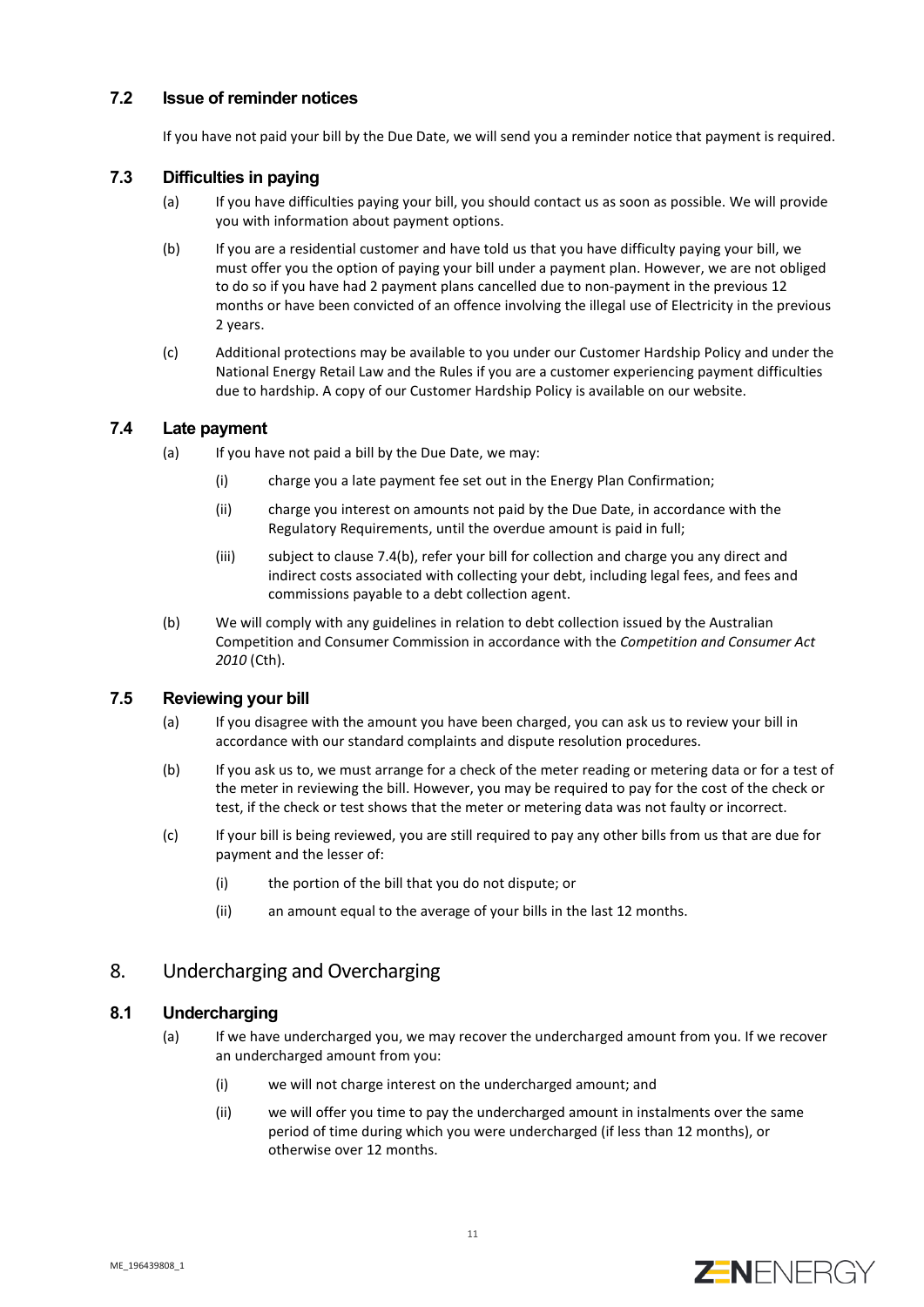### 7.2 Issue of reminder notices

If you have not paid your bill by the Due Date, we will send you a reminder notice that payment is required.

### 7.3 Difficulties in paying

(a) If you have difficulties paying your bill, you should contact us as soon as possible. We will provide you with information about payment options.

(b) If you are a residential customer and have told us that you have difficulty paying your bill, we must offer you the option of paying your bill under a payment plan. However, we are not obliged to do so if you have had 2 payment plans cancelled due to non-payment in the previous 12 months or have been convicted of an offence involving the illegal use of Electricity in the previous 2 years.

(c) Additional protections may be available to you under our Customer Hardship Policy and under the National Energy Retail Law and the Rules if you are a customer experiencing payment difficulties due to hardship. A copy of our Customer Hardship Policy is available on our website.

### 7.4 Late payment

(a) If you have not paid a bill by the Due Date, we may:

(i) charge you a late payment fee set out in the Energy Plan Confirmation;

(ii) charge you interest on amounts not paid by the Due Date, in accordance with the Regulatory Requirements, until the overdue amount is paid in full;

(iii) subject to clause 7.4(b), refer your bill for collection and charge you any direct and indirect costs associated with collecting your debt, including legal fees, and fees and commissions payable to a debt collection agent.

(b) We will comply with any guidelines in relation to debt collection issued by the Australian Competition and Consumer Commission in accordance with the *Competition and Consumer Act 2010* (Cth).

### 7.5 Reviewing your bill

(a) If you disagree with the amount you have been charged, you can ask us to review your bill in accordance with our standard complaints and dispute resolution procedures.

(b) If you ask us to, we must arrange for a check of the meter reading or metering data or for a test of the meter in reviewing the bill. However, you may be required to pay for the cost of the check or test, if the check or test shows that the meter or metering data was not faulty or incorrect.

(c) If your bill is being reviewed, you are still required to pay any other bills from us that are due for payment and the lesser of:

(i) the portion of the bill that you do not dispute; or

(ii) an amount equal to the average of your bills in the last 12 months.

## 8. Undercharging and Overcharging

### 8.1 Undercharging

(a) If we have undercharged you, we may recover the undercharged amount from you. If we recover an undercharged amount from you:

(i) we will not charge interest on the undercharged amount; and

(ii) we will offer you time to pay the undercharged amount in instalments over the same period of time during which you were undercharged (if less than 12 months), or otherwise over 12 months.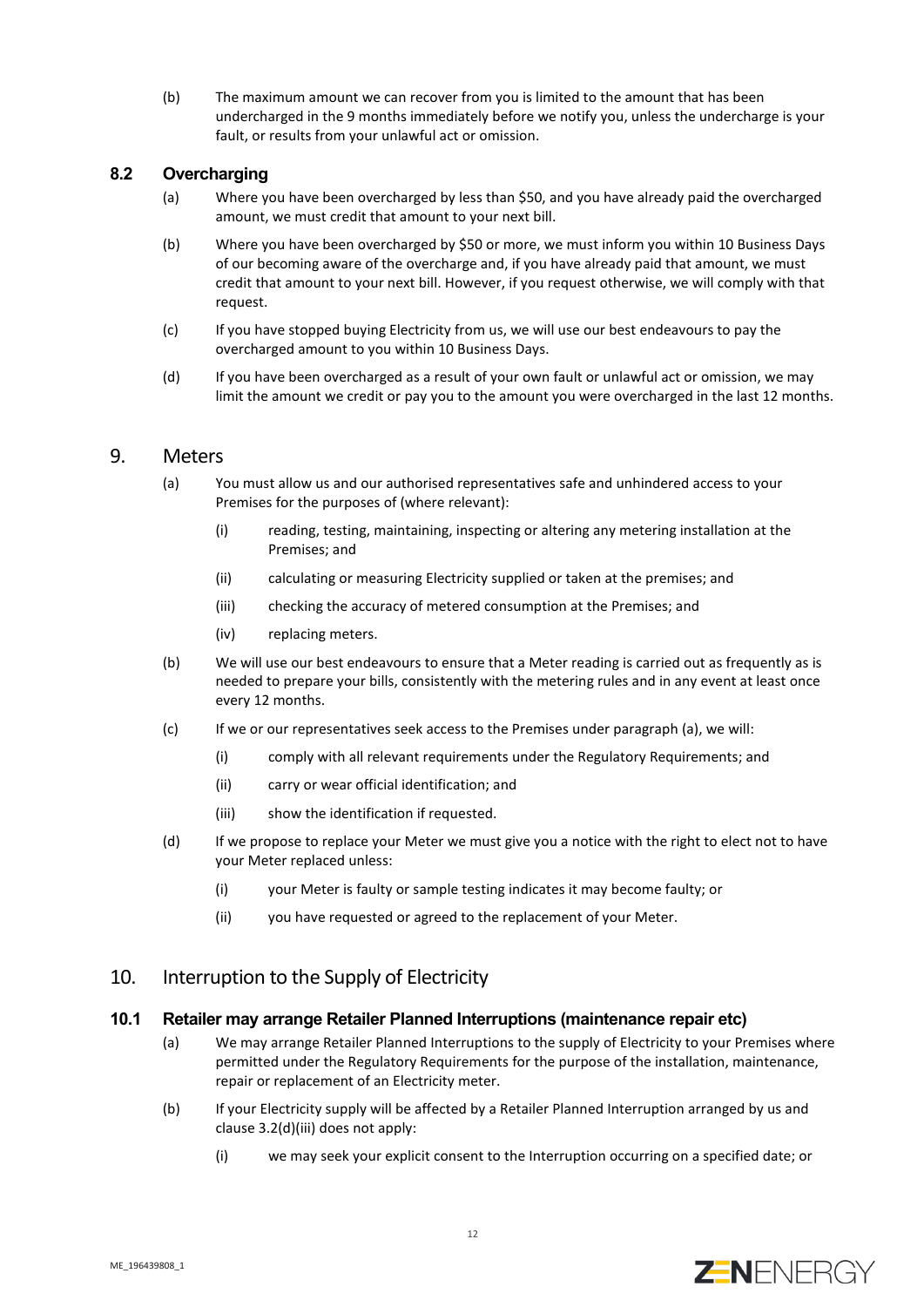(b) The maximum amount we can recover from you is limited to the amount that has been undercharged in the 9 months immediately before we notify you, unless the undercharge is your fault, or results from your unlawful act or omission.

### 8.2 Overcharging

(a) Where you have been overcharged by less than $50, and you have already paid the overcharged amount, we must credit that amount to your next bill.

(b) Where you have been overcharged by $50 or more, we must inform you within 10 Business Days of our becoming aware of the overcharge and, if you have already paid that amount, we must credit that amount to your next bill. However, if you request otherwise, we will comply with that request.

(c) If you have stopped buying Electricity from us, we will use our best endeavours to pay the overcharged amount to you within 10 Business Days.

(d) If you have been overcharged as a result of your own fault or unlawful act or omission, we may limit the amount we credit or pay you to the amount you were overcharged in the last 12 months.

## 9. Meters

(a) You must allow us and our authorised representatives safe and unhindered access to your Premises for the purposes of (where relevant):

(i) reading, testing, maintaining, inspecting or altering any metering installation at the Premises; and

(ii) calculating or measuring Electricity supplied or taken at the premises; and

(iii) checking the accuracy of metered consumption at the Premises; and

(iv) replacing meters.

(b) We will use our best endeavours to ensure that a Meter reading is carried out as frequently as is needed to prepare your bills, consistently with the metering rules and in any event at least once every 12 months.

(c) If we or our representatives seek access to the Premises under paragraph (a), we will:

(i) comply with all relevant requirements under the Regulatory Requirements; and

(ii) carry or wear official identification; and

(iii) show the identification if requested.

(d) If we propose to replace your Meter we must give you a notice with the right to elect not to have your Meter replaced unless:

(i) your Meter is faulty or sample testing indicates it may become faulty; or

(ii) you have requested or agreed to the replacement of your Meter.

## 10. Interruption to the Supply of Electricity

### 10.1 Retailer may arrange Retailer Planned Interruptions (maintenance repair etc)

(a) We may arrange Retailer Planned Interruptions to the supply of Electricity to your Premises where permitted under the Regulatory Requirements for the purpose of the installation, maintenance, repair or replacement of an Electricity meter.

(b) If your Electricity supply will be affected by a Retailer Planned Interruption arranged by us and clause 3.2(d)(iii) does not apply:

(i) we may seek your explicit consent to the Interruption occurring on a specified date; or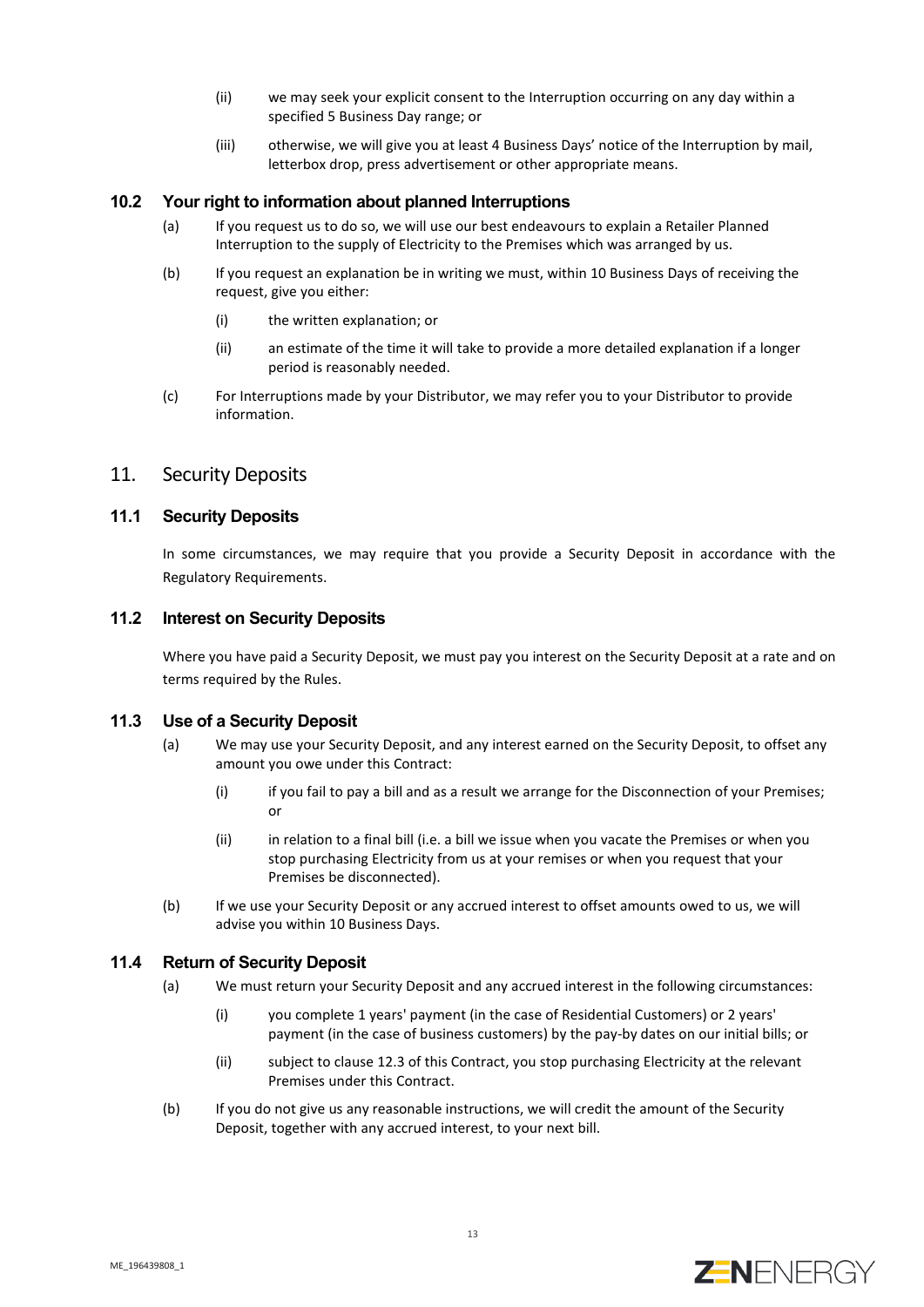(ii) we may seek your explicit consent to the Interruption occurring on any day within a specified 5 Business Day range; or

(iii) otherwise, we will give you at least 4 Business Days' notice of the Interruption by mail, letterbox drop, press advertisement or other appropriate means.

### 10.2 Your right to information about planned Interruptions

(a) If you request us to do so, we will use our best endeavours to explain a Retailer Planned Interruption to the supply of Electricity to the Premises which was arranged by us.

(b) If you request an explanation be in writing we must, within 10 Business Days of receiving the request, give you either:

(i) the written explanation; or

(ii) an estimate of the time it will take to provide a more detailed explanation if a longer period is reasonably needed.

(c) For Interruptions made by your Distributor, we may refer you to your Distributor to provide information.

## 11. Security Deposits

### 11.1 Security Deposits

In some circumstances, we may require that you provide a Security Deposit in accordance with the Regulatory Requirements.

### 11.2 Interest on Security Deposits

Where you have paid a Security Deposit, we must pay you interest on the Security Deposit at a rate and on terms required by the Rules.

### 11.3 Use of a Security Deposit

(a) We may use your Security Deposit, and any interest earned on the Security Deposit, to offset any amount you owe under this Contract:

(i) if you fail to pay a bill and as a result we arrange for the Disconnection of your Premises; or

(ii) in relation to a final bill (i.e. a bill we issue when you vacate the Premises or when you stop purchasing Electricity from us at your remises or when you request that your Premises be disconnected).

(b) If we use your Security Deposit or any accrued interest to offset amounts owed to us, we will advise you within 10 Business Days.

### 11.4 Return of Security Deposit

(a) We must return your Security Deposit and any accrued interest in the following circumstances:

(i) you complete 1 years' payment (in the case of Residential Customers) or 2 years' payment (in the case of business customers) by the pay-by dates on our initial bills; or

(ii) subject to clause 12.3 of this Contract, you stop purchasing Electricity at the relevant Premises under this Contract.

(b) If you do not give us any reasonable instructions, we will credit the amount of the Security Deposit, together with any accrued interest, to your next bill.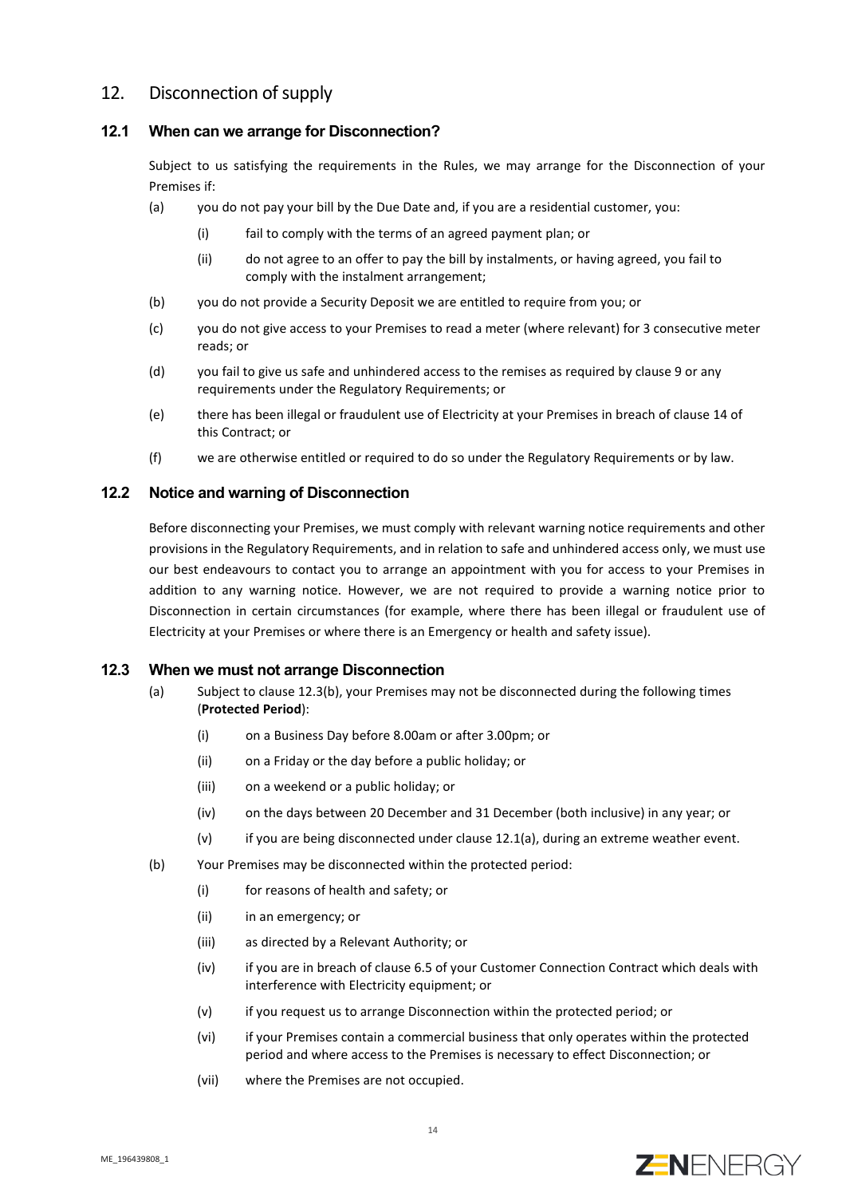## 12. Disconnection of supply

### 12.1 When can we arrange for Disconnection?

Subject to us satisfying the requirements in the Rules, we may arrange for the Disconnection of your Premises if:

(a) you do not pay your bill by the Due Date and, if you are a residential customer, you:

  (i) fail to comply with the terms of an agreed payment plan; or

  (ii) do not agree to an offer to pay the bill by instalments, or having agreed, you fail to comply with the instalment arrangement;

(b) you do not provide a Security Deposit we are entitled to require from you; or

(c) you do not give access to your Premises to read a meter (where relevant) for 3 consecutive meter reads; or

(d) you fail to give us safe and unhindered access to the remises as required by clause 9 or any requirements under the Regulatory Requirements; or

(e) there has been illegal or fraudulent use of Electricity at your Premises in breach of clause 14 of this Contract; or

(f) we are otherwise entitled or required to do so under the Regulatory Requirements or by law.

### 12.2 Notice and warning of Disconnection

Before disconnecting your Premises, we must comply with relevant warning notice requirements and other provisions in the Regulatory Requirements, and in relation to safe and unhindered access only, we must use our best endeavours to contact you to arrange an appointment with you for access to your Premises in addition to any warning notice. However, we are not required to provide a warning notice prior to Disconnection in certain circumstances (for example, where there has been illegal or fraudulent use of Electricity at your Premises or where there is an Emergency or health and safety issue).

### 12.3 When we must not arrange Disconnection

(a) Subject to clause 12.3(b), your Premises may not be disconnected during the following times (**Protected Period**):

  (i) on a Business Day before 8.00am or after 3.00pm; or

  (ii) on a Friday or the day before a public holiday; or

  (iii) on a weekend or a public holiday; or

  (iv) on the days between 20 December and 31 December (both inclusive) in any year; or

  (v) if you are being disconnected under clause 12.1(a), during an extreme weather event.

(b) Your Premises may be disconnected within the protected period:

  (i) for reasons of health and safety; or

  (ii) in an emergency; or

  (iii) as directed by a Relevant Authority; or

  (iv) if you are in breach of clause 6.5 of your Customer Connection Contract which deals with interference with Electricity equipment; or

  (v) if you request us to arrange Disconnection within the protected period; or

  (vi) if your Premises contain a commercial business that only operates within the protected period and where access to the Premises is necessary to effect Disconnection; or

  (vii) where the Premises are not occupied.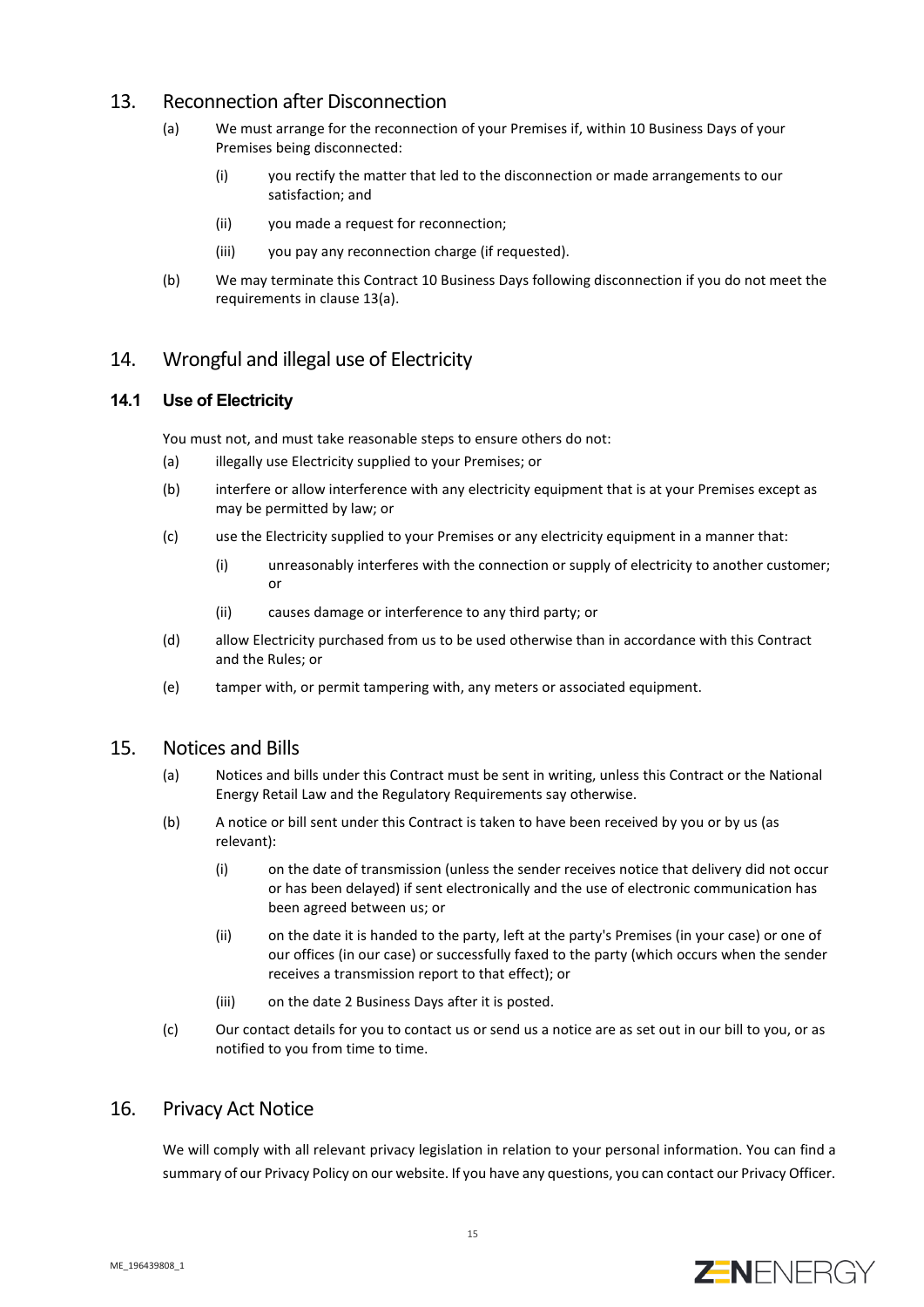## 13. Reconnection after Disconnection

(a) We must arrange for the reconnection of your Premises if, within 10 Business Days of your Premises being disconnected:

   (i) you rectify the matter that led to the disconnection or made arrangements to our satisfaction; and

   (ii) you made a request for reconnection;

   (iii) you pay any reconnection charge (if requested).

(b) We may terminate this Contract 10 Business Days following disconnection if you do not meet the requirements in clause 13(a).

## 14. Wrongful and illegal use of Electricity

### 14.1 Use of Electricity

You must not, and must take reasonable steps to ensure others do not:

(a) illegally use Electricity supplied to your Premises; or

(b) interfere or allow interference with any electricity equipment that is at your Premises except as may be permitted by law; or

(c) use the Electricity supplied to your Premises or any electricity equipment in a manner that:

   (i) unreasonably interferes with the connection or supply of electricity to another customer; or

   (ii) causes damage or interference to any third party; or

(d) allow Electricity purchased from us to be used otherwise than in accordance with this Contract and the Rules; or

(e) tamper with, or permit tampering with, any meters or associated equipment.

## 15. Notices and Bills

(a) Notices and bills under this Contract must be sent in writing, unless this Contract or the National Energy Retail Law and the Regulatory Requirements say otherwise.

(b) A notice or bill sent under this Contract is taken to have been received by you or by us (as relevant):

   (i) on the date of transmission (unless the sender receives notice that delivery did not occur or has been delayed) if sent electronically and the use of electronic communication has been agreed between us; or

   (ii) on the date it is handed to the party, left at the party's Premises (in your case) or one of our offices (in our case) or successfully faxed to the party (which occurs when the sender receives a transmission report to that effect); or

   (iii) on the date 2 Business Days after it is posted.

(c) Our contact details for you to contact us or send us a notice are as set out in our bill to you, or as notified to you from time to time.

## 16. Privacy Act Notice

We will comply with all relevant privacy legislation in relation to your personal information. You can find a summary of our Privacy Policy on our website. If you have any questions, you can contact our Privacy Officer.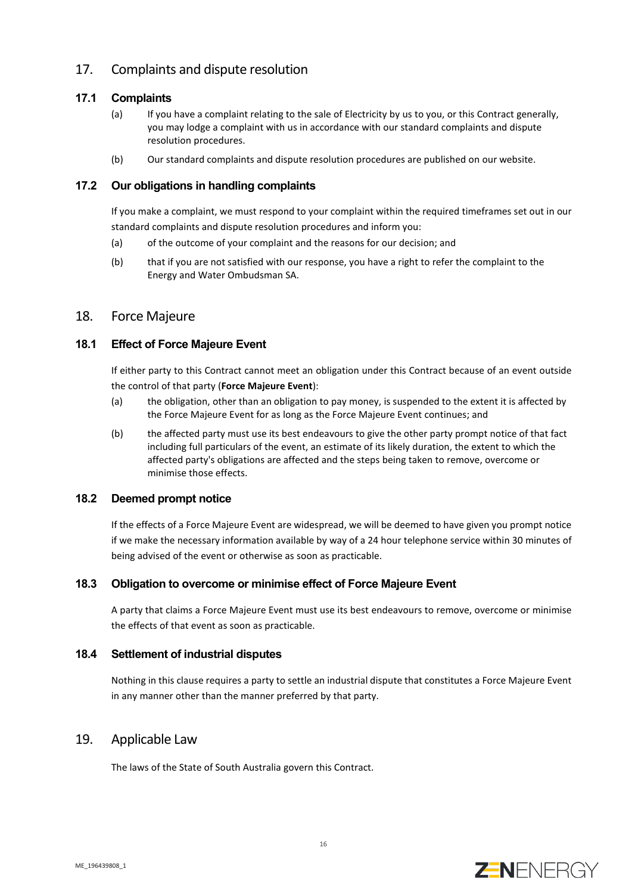## 17. Complaints and dispute resolution

### 17.1 Complaints

(a) If you have a complaint relating to the sale of Electricity by us to you, or this Contract generally, you may lodge a complaint with us in accordance with our standard complaints and dispute resolution procedures.

(b) Our standard complaints and dispute resolution procedures are published on our website.

### 17.2 Our obligations in handling complaints

If you make a complaint, we must respond to your complaint within the required timeframes set out in our standard complaints and dispute resolution procedures and inform you:

(a) of the outcome of your complaint and the reasons for our decision; and

(b) that if you are not satisfied with our response, you have a right to refer the complaint to the Energy and Water Ombudsman SA.

## 18. Force Majeure

### 18.1 Effect of Force Majeure Event

If either party to this Contract cannot meet an obligation under this Contract because of an event outside the control of that party (**Force Majeure Event**):

(a) the obligation, other than an obligation to pay money, is suspended to the extent it is affected by the Force Majeure Event for as long as the Force Majeure Event continues; and

(b) the affected party must use its best endeavours to give the other party prompt notice of that fact including full particulars of the event, an estimate of its likely duration, the extent to which the affected party's obligations are affected and the steps being taken to remove, overcome or minimise those effects.

### 18.2 Deemed prompt notice

If the effects of a Force Majeure Event are widespread, we will be deemed to have given you prompt notice if we make the necessary information available by way of a 24 hour telephone service within 30 minutes of being advised of the event or otherwise as soon as practicable.

### 18.3 Obligation to overcome or minimise effect of Force Majeure Event

A party that claims a Force Majeure Event must use its best endeavours to remove, overcome or minimise the effects of that event as soon as practicable.

### 18.4 Settlement of industrial disputes

Nothing in this clause requires a party to settle an industrial dispute that constitutes a Force Majeure Event in any manner other than the manner preferred by that party.

## 19. Applicable Law

The laws of the State of South Australia govern this Contract.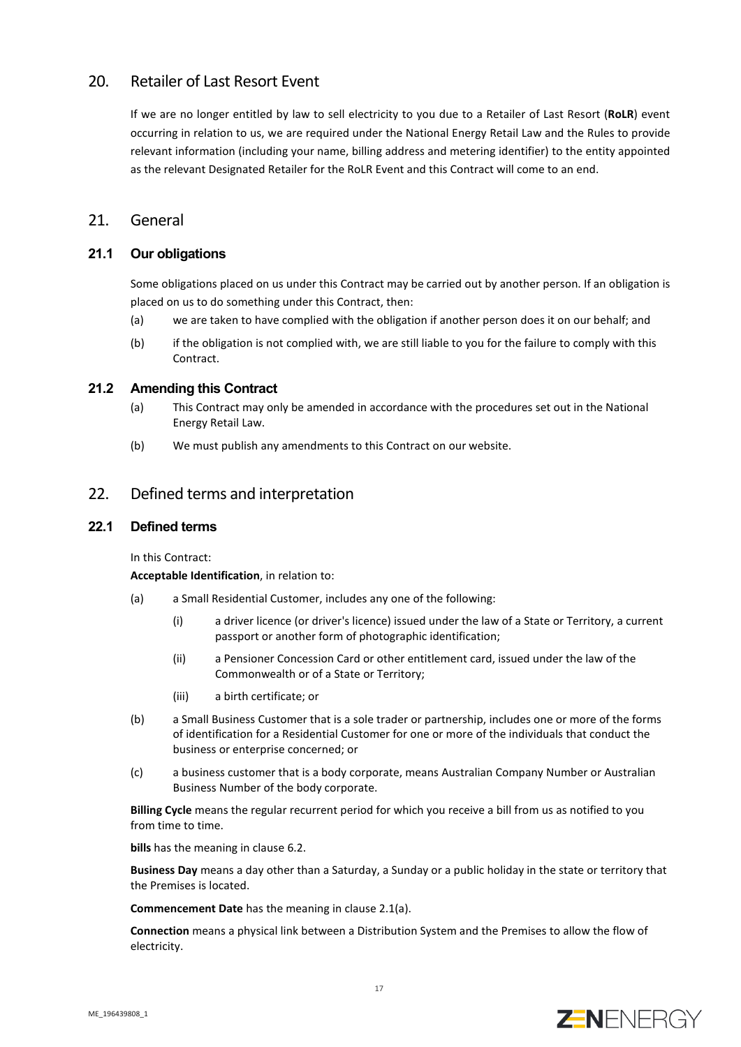## 20. Retailer of Last Resort Event

If we are no longer entitled by law to sell electricity to you due to a Retailer of Last Resort (**RoLR**) event occurring in relation to us, we are required under the National Energy Retail Law and the Rules to provide relevant information (including your name, billing address and metering identifier) to the entity appointed as the relevant Designated Retailer for the RoLR Event and this Contract will come to an end.

## 21. General

### 21.1 Our obligations

Some obligations placed on us under this Contract may be carried out by another person. If an obligation is placed on us to do something under this Contract, then:

(a) we are taken to have complied with the obligation if another person does it on our behalf; and

(b) if the obligation is not complied with, we are still liable to you for the failure to comply with this Contract.

### 21.2 Amending this Contract

(a) This Contract may only be amended in accordance with the procedures set out in the National Energy Retail Law.

(b) We must publish any amendments to this Contract on our website.

## 22. Defined terms and interpretation

### 22.1 Defined terms

In this Contract:

**Acceptable Identification**, in relation to:

(a) a Small Residential Customer, includes any one of the following:

  (i) a driver licence (or driver's licence) issued under the law of a State or Territory, a current passport or another form of photographic identification;

  (ii) a Pensioner Concession Card or other entitlement card, issued under the law of the Commonwealth or of a State or Territory;

  (iii) a birth certificate; or

(b) a Small Business Customer that is a sole trader or partnership, includes one or more of the forms of identification for a Residential Customer for one or more of the individuals that conduct the business or enterprise concerned; or

(c) a business customer that is a body corporate, means Australian Company Number or Australian Business Number of the body corporate.

**Billing Cycle** means the regular recurrent period for which you receive a bill from us as notified to you from time to time.

**bills** has the meaning in clause 6.2.

**Business Day** means a day other than a Saturday, a Sunday or a public holiday in the state or territory that the Premises is located.

**Commencement Date** has the meaning in clause 2.1(a).

**Connection** means a physical link between a Distribution System and the Premises to allow the flow of electricity.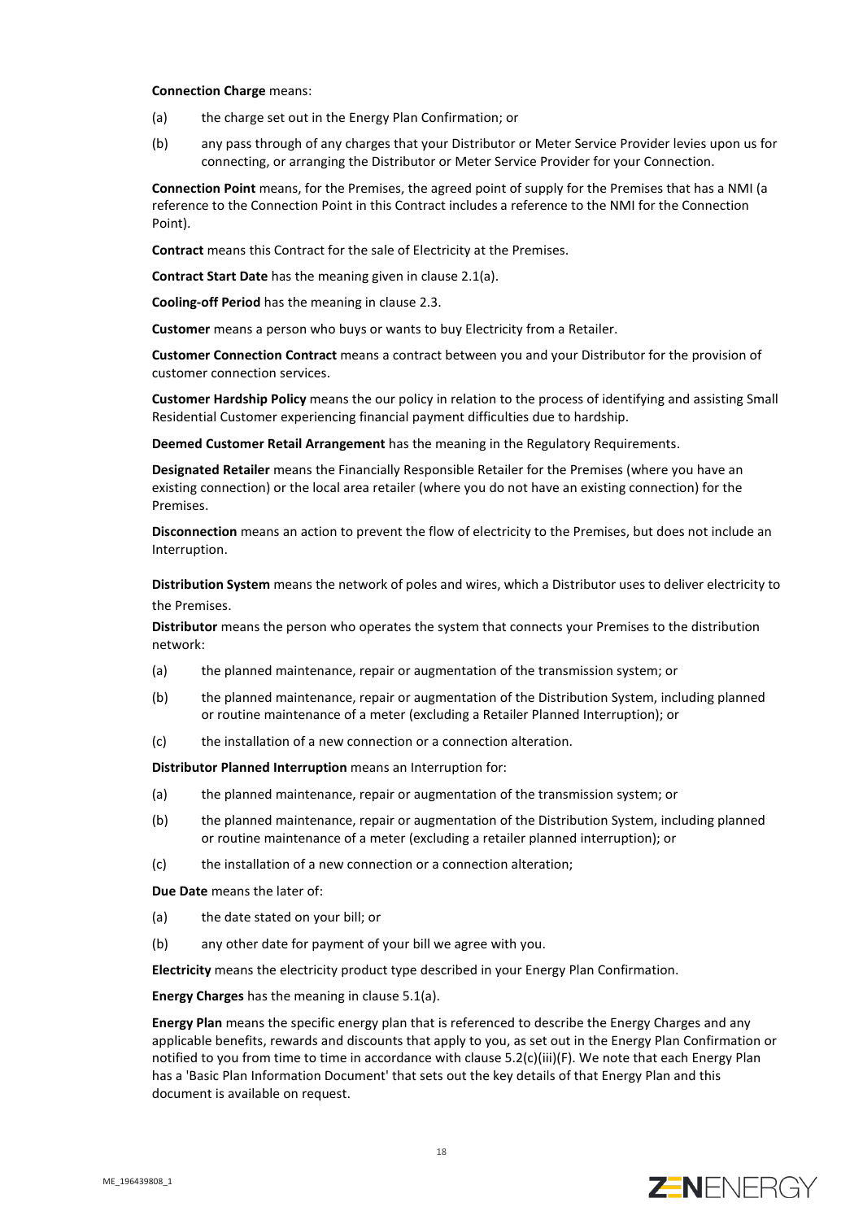**Connection Charge** means:

(a) the charge set out in the Energy Plan Confirmation; or

(b) any pass through of any charges that your Distributor or Meter Service Provider levies upon us for connecting, or arranging the Distributor or Meter Service Provider for your Connection.

**Connection Point** means, for the Premises, the agreed point of supply for the Premises that has a NMI (a reference to the Connection Point in this Contract includes a reference to the NMI for the Connection Point).

**Contract** means this Contract for the sale of Electricity at the Premises.

**Contract Start Date** has the meaning given in clause 2.1(a).

**Cooling-off Period** has the meaning in clause 2.3.

**Customer** means a person who buys or wants to buy Electricity from a Retailer.

**Customer Connection Contract** means a contract between you and your Distributor for the provision of customer connection services.

**Customer Hardship Policy** means the our policy in relation to the process of identifying and assisting Small Residential Customer experiencing financial payment difficulties due to hardship.

**Deemed Customer Retail Arrangement** has the meaning in the Regulatory Requirements.

**Designated Retailer** means the Financially Responsible Retailer for the Premises (where you have an existing connection) or the local area retailer (where you do not have an existing connection) for the Premises.

**Disconnection** means an action to prevent the flow of electricity to the Premises, but does not include an Interruption.

**Distribution System** means the network of poles and wires, which a Distributor uses to deliver electricity to the Premises.

**Distributor** means the person who operates the system that connects your Premises to the distribution network:

(a) the planned maintenance, repair or augmentation of the transmission system; or

(b) the planned maintenance, repair or augmentation of the Distribution System, including planned or routine maintenance of a meter (excluding a Retailer Planned Interruption); or

(c) the installation of a new connection or a connection alteration.

**Distributor Planned Interruption** means an Interruption for:

(a) the planned maintenance, repair or augmentation of the transmission system; or

(b) the planned maintenance, repair or augmentation of the Distribution System, including planned or routine maintenance of a meter (excluding a retailer planned interruption); or

(c) the installation of a new connection or a connection alteration;

**Due Date** means the later of:

(a) the date stated on your bill; or

(b) any other date for payment of your bill we agree with you.

**Electricity** means the electricity product type described in your Energy Plan Confirmation.

**Energy Charges** has the meaning in clause 5.1(a).

**Energy Plan** means the specific energy plan that is referenced to describe the Energy Charges and any applicable benefits, rewards and discounts that apply to you, as set out in the Energy Plan Confirmation or notified to you from time to time in accordance with clause 5.2(c)(iii)(F). We note that each Energy Plan has a 'Basic Plan Information Document' that sets out the key details of that Energy Plan and this document is available on request.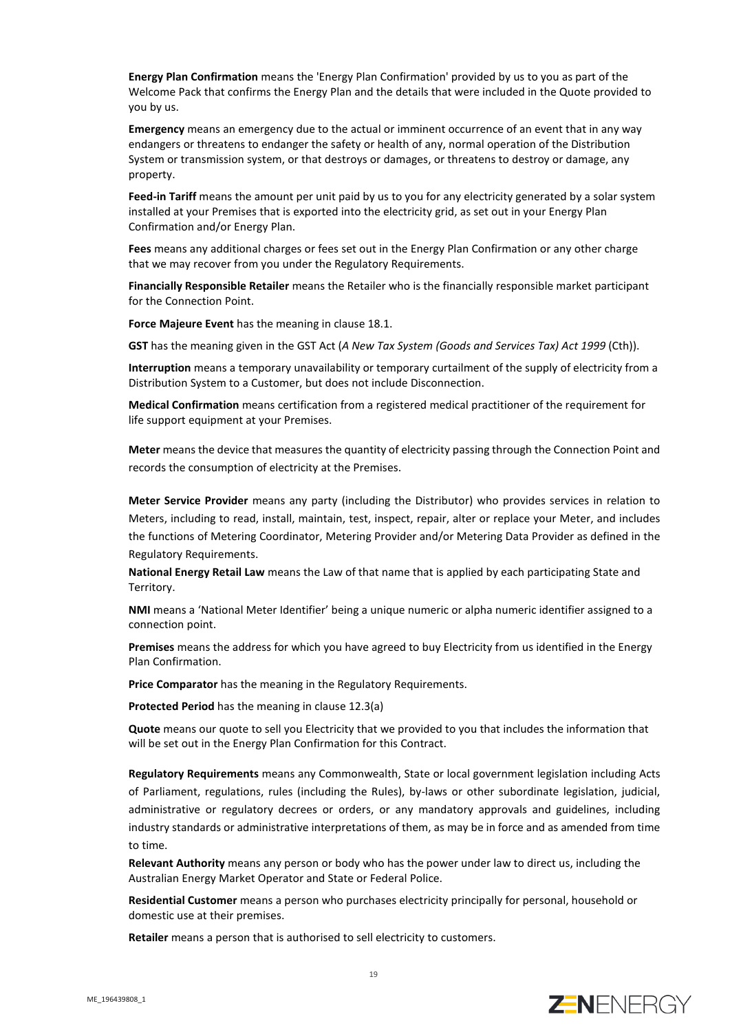**Energy Plan Confirmation** means the 'Energy Plan Confirmation' provided by us to you as part of the Welcome Pack that confirms the Energy Plan and the details that were included in the Quote provided to you by us.

**Emergency** means an emergency due to the actual or imminent occurrence of an event that in any way endangers or threatens to endanger the safety or health of any, normal operation of the Distribution System or transmission system, or that destroys or damages, or threatens to destroy or damage, any property.

**Feed-in Tariff** means the amount per unit paid by us to you for any electricity generated by a solar system installed at your Premises that is exported into the electricity grid, as set out in your Energy Plan Confirmation and/or Energy Plan.

**Fees** means any additional charges or fees set out in the Energy Plan Confirmation or any other charge that we may recover from you under the Regulatory Requirements.

**Financially Responsible Retailer** means the Retailer who is the financially responsible market participant for the Connection Point.

**Force Majeure Event** has the meaning in clause 18.1.

**GST** has the meaning given in the GST Act (*A New Tax System (Goods and Services Tax) Act 1999* (Cth)).

**Interruption** means a temporary unavailability or temporary curtailment of the supply of electricity from a Distribution System to a Customer, but does not include Disconnection.

**Medical Confirmation** means certification from a registered medical practitioner of the requirement for life support equipment at your Premises.

**Meter** means the device that measures the quantity of electricity passing through the Connection Point and records the consumption of electricity at the Premises.

**Meter Service Provider** means any party (including the Distributor) who provides services in relation to Meters, including to read, install, maintain, test, inspect, repair, alter or replace your Meter, and includes the functions of Metering Coordinator, Metering Provider and/or Metering Data Provider as defined in the Regulatory Requirements.

**National Energy Retail Law** means the Law of that name that is applied by each participating State and Territory.

**NMI** means a 'National Meter Identifier' being a unique numeric or alpha numeric identifier assigned to a connection point.

**Premises** means the address for which you have agreed to buy Electricity from us identified in the Energy Plan Confirmation.

**Price Comparator** has the meaning in the Regulatory Requirements.

**Protected Period** has the meaning in clause 12.3(a)

**Quote** means our quote to sell you Electricity that we provided to you that includes the information that will be set out in the Energy Plan Confirmation for this Contract.

**Regulatory Requirements** means any Commonwealth, State or local government legislation including Acts of Parliament, regulations, rules (including the Rules), by-laws or other subordinate legislation, judicial, administrative or regulatory decrees or orders, or any mandatory approvals and guidelines, including industry standards or administrative interpretations of them, as may be in force and as amended from time to time.

**Relevant Authority** means any person or body who has the power under law to direct us, including the Australian Energy Market Operator and State or Federal Police.

**Residential Customer** means a person who purchases electricity principally for personal, household or domestic use at their premises.

**Retailer** means a person that is authorised to sell electricity to customers.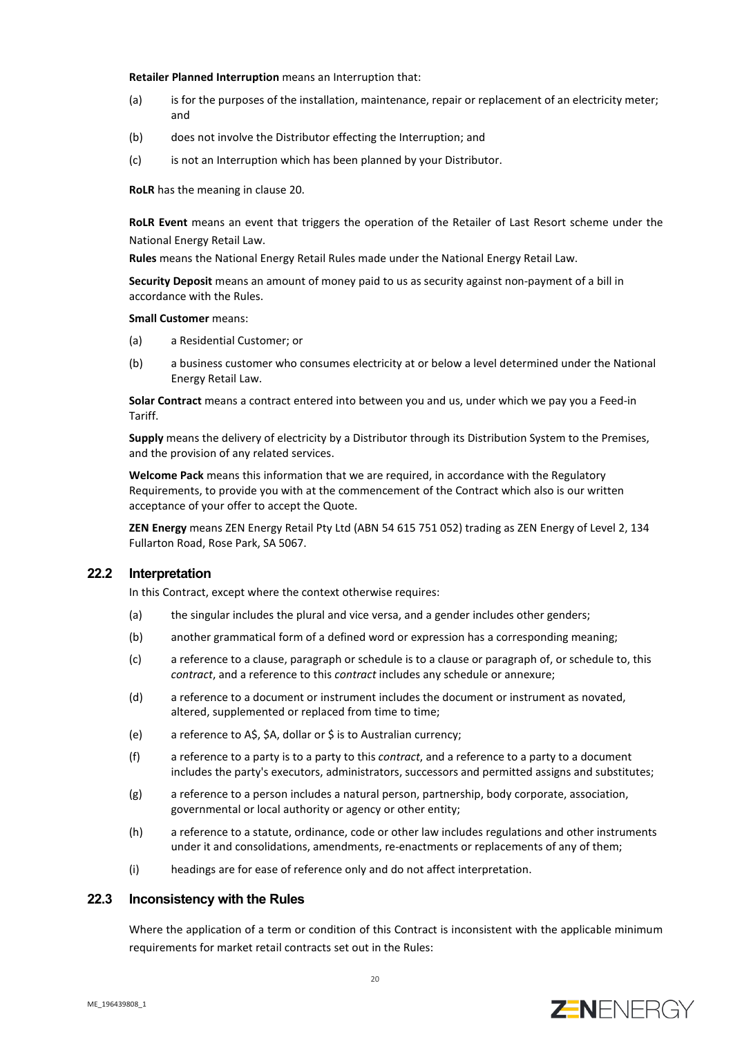**Retailer Planned Interruption** means an Interruption that:

(a) is for the purposes of the installation, maintenance, repair or replacement of an electricity meter; and

(b) does not involve the Distributor effecting the Interruption; and

(c) is not an Interruption which has been planned by your Distributor.

**RoLR** has the meaning in clause 20.

**RoLR Event** means an event that triggers the operation of the Retailer of Last Resort scheme under the National Energy Retail Law.

**Rules** means the National Energy Retail Rules made under the National Energy Retail Law.

**Security Deposit** means an amount of money paid to us as security against non-payment of a bill in accordance with the Rules.

**Small Customer** means:

(a) a Residential Customer; or

(b) a business customer who consumes electricity at or below a level determined under the National Energy Retail Law.

**Solar Contract** means a contract entered into between you and us, under which we pay you a Feed-in Tariff.

**Supply** means the delivery of electricity by a Distributor through its Distribution System to the Premises, and the provision of any related services.

**Welcome Pack** means this information that we are required, in accordance with the Regulatory Requirements, to provide you with at the commencement of the Contract which also is our written acceptance of your offer to accept the Quote.

**ZEN Energy** means ZEN Energy Retail Pty Ltd (ABN 54 615 751 052) trading as ZEN Energy of Level 2, 134 Fullarton Road, Rose Park, SA 5067.

## 22.2 Interpretation

In this Contract, except where the context otherwise requires:

(a) the singular includes the plural and vice versa, and a gender includes other genders;

(b) another grammatical form of a defined word or expression has a corresponding meaning;

(c) a reference to a clause, paragraph or schedule is to a clause or paragraph of, or schedule to, this *contract*, and a reference to this *contract* includes any schedule or annexure;

(d) a reference to a document or instrument includes the document or instrument as novated, altered, supplemented or replaced from time to time;

(e) a reference to A$, $A, dollar or $ is to Australian currency;

(f) a reference to a party is to a party to this *contract*, and a reference to a party to a document includes the party's executors, administrators, successors and permitted assigns and substitutes;

(g) a reference to a person includes a natural person, partnership, body corporate, association, governmental or local authority or agency or other entity;

(h) a reference to a statute, ordinance, code or other law includes regulations and other instruments under it and consolidations, amendments, re-enactments or replacements of any of them;

(i) headings are for ease of reference only and do not affect interpretation.

## 22.3 Inconsistency with the Rules

Where the application of a term or condition of this Contract is inconsistent with the applicable minimum requirements for market retail contracts set out in the Rules: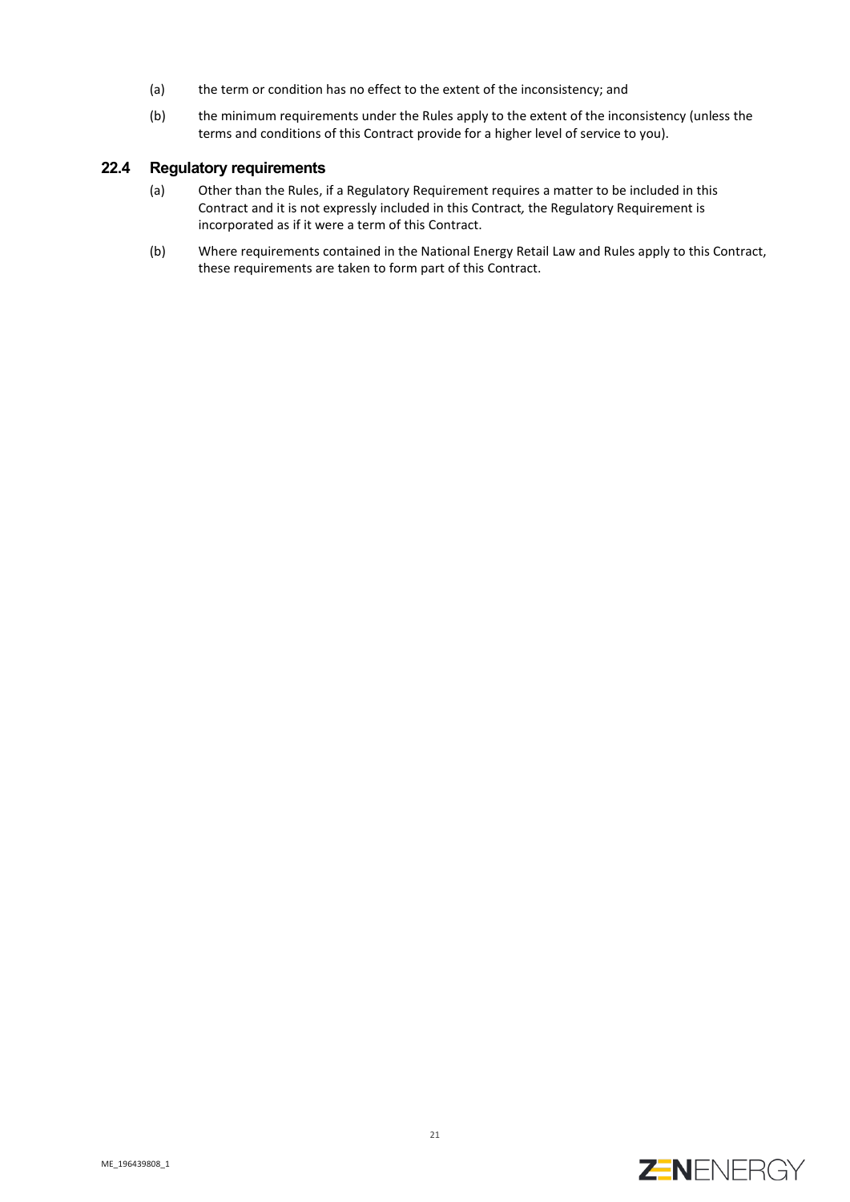(a) the term or condition has no effect to the extent of the inconsistency; and

(b) the minimum requirements under the Rules apply to the extent of the inconsistency (unless the terms and conditions of this Contract provide for a higher level of service to you).

### 22.4 Regulatory requirements

(a) Other than the Rules, if a Regulatory Requirement requires a matter to be included in this Contract and it is not expressly included in this Contract, the Regulatory Requirement is incorporated as if it were a term of this Contract.

(b) Where requirements contained in the National Energy Retail Law and Rules apply to this Contract, these requirements are taken to form part of this Contract.